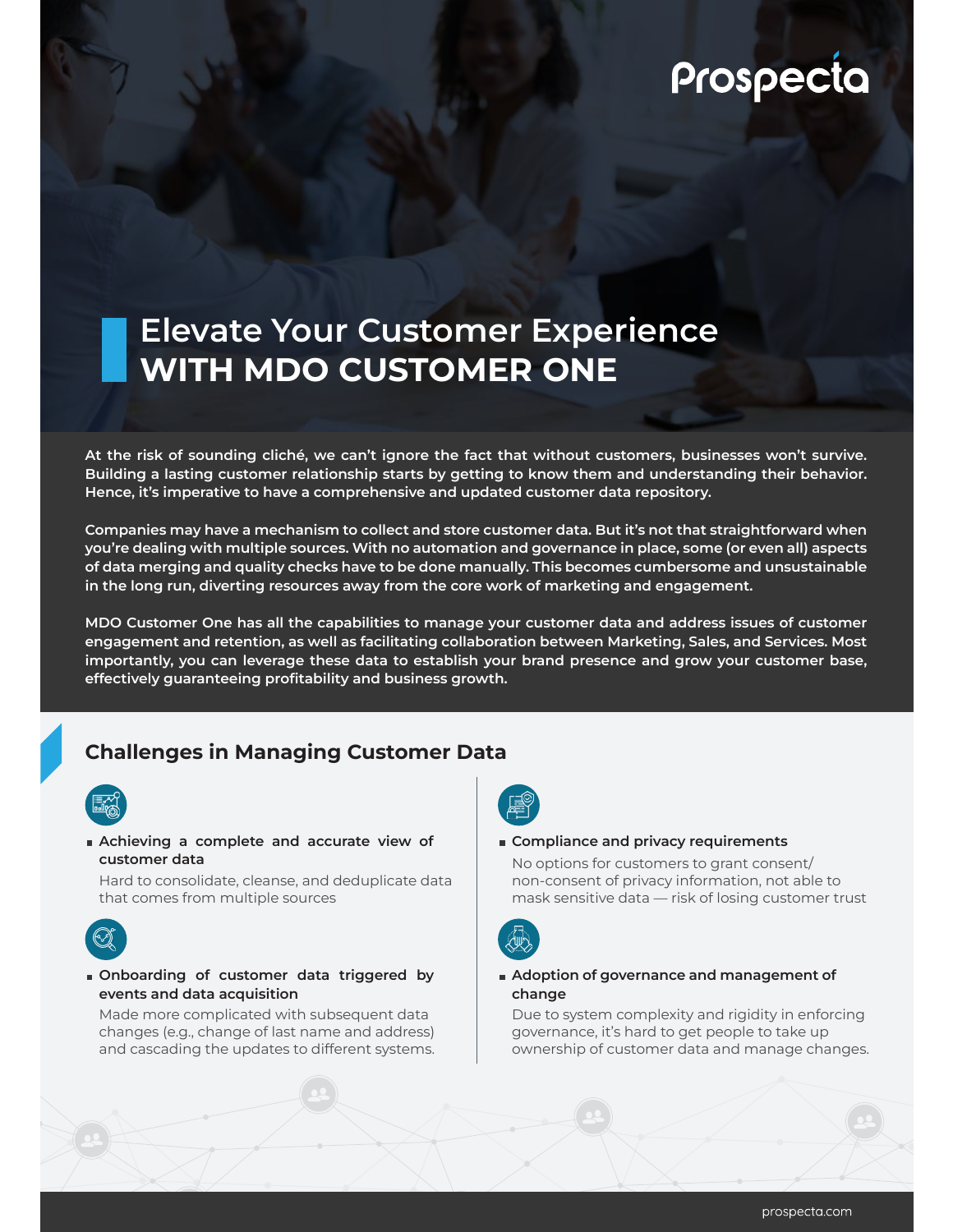Prospecta

# Elevate Your Customer Experience WITH MDO CUSTOMER ONE

**At the risk of sounding cliché, we can't ignore the fact that without customers, businesses won't survive. Building a lasting customer relationship starts by getting to know them and understanding their behavior. Hence, it's imperative to have a comprehensive and updated customer data repository.**

**Companies may have a mechanism to collect and store customer data. But it's not that straightforward when you're dealing with multiple sources. With no automation and governance in place, some (or even all) aspects of data merging and quality checks have to be done manually. This becomes cumbersome and unsustainable in the long run, diverting resources away from the core work of marketing and engagement.**

**MDO Customer One has all the capabilities to manage your customer data and address issues of customer engagement and retention, as well as facilitating collaboration between Marketing, Sales, and Services. Most importantly, you can leverage these data to establish your brand presence and grow your customer base, effectively guaranteeing profitability and business growth.**

## Challenges in Managing Customer Data

- **Achieving a complete and accurate view of customer data**
  Hard to consolidate, cleanse, and deduplicate data that comes from multiple sources

- **Onboarding of customer data triggered by events and data acquisition**
  Made more complicated with subsequent data changes (e.g., change of last name and address) and cascading the updates to different systems.

- **Compliance and privacy requirements**
  No options for customers to grant consent/ non-consent of privacy information, not able to mask sensitive data — risk of losing customer trust

- **Adoption of governance and management of change**
  Due to system complexity and rigidity in enforcing governance, it's hard to get people to take up ownership of customer data and manage changes.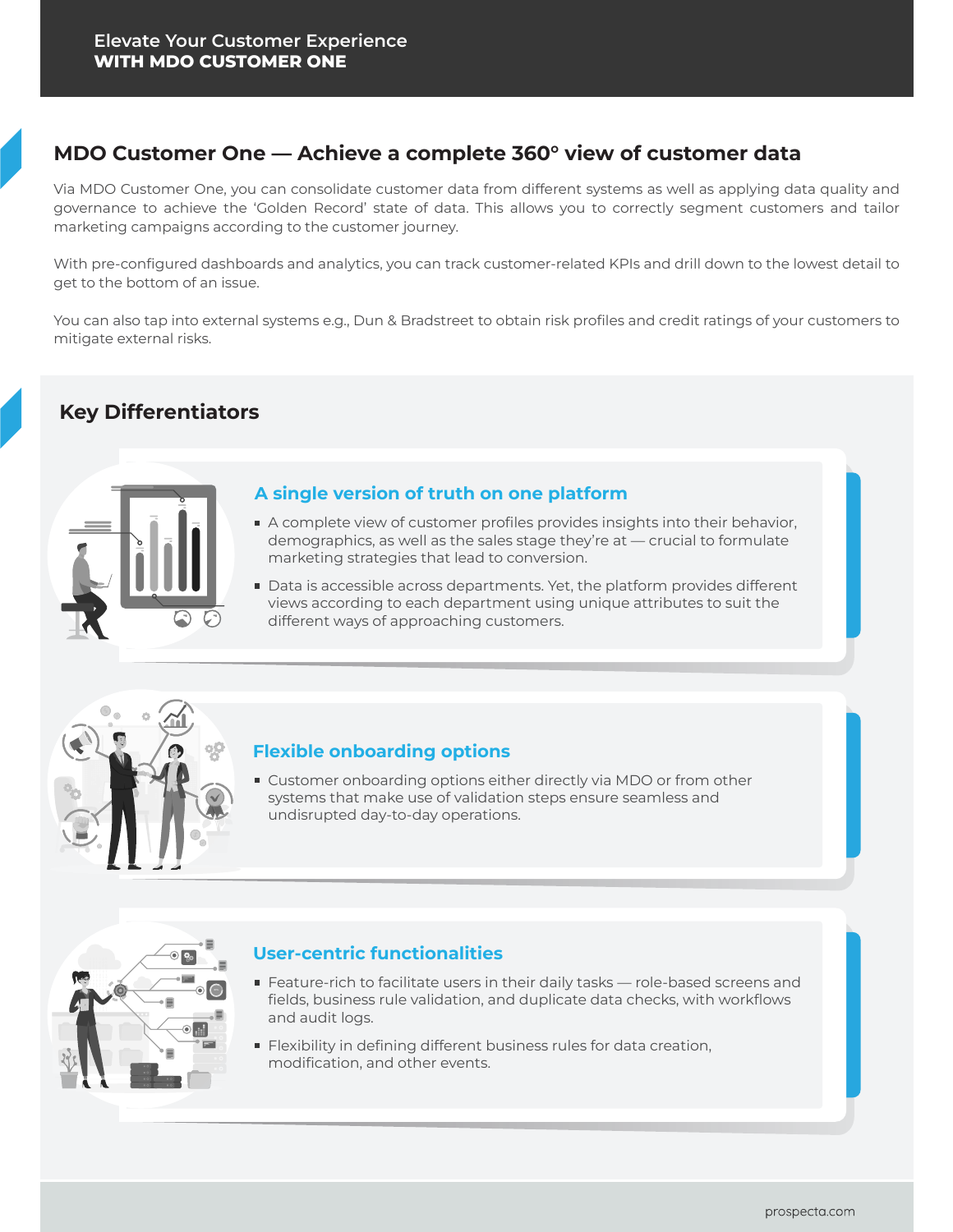## MDO Customer One — Achieve a complete 360° view of customer data

Via MDO Customer One, you can consolidate customer data from different systems as well as applying data quality and governance to achieve the 'Golden Record' state of data. This allows you to correctly segment customers and tailor marketing campaigns according to the customer journey.

With pre-configured dashboards and analytics, you can track customer-related KPIs and drill down to the lowest detail to get to the bottom of an issue.

You can also tap into external systems e.g., Dun & Bradstreet to obtain risk profiles and credit ratings of your customers to mitigate external risks.

## Key Differentiators

### A single version of truth on one platform

- A complete view of customer profiles provides insights into their behavior, demographics, as well as the sales stage they're at — crucial to formulate marketing strategies that lead to conversion.
- Data is accessible across departments. Yet, the platform provides different views according to each department using unique attributes to suit the different ways of approaching customers.

### Flexible onboarding options

- Customer onboarding options either directly via MDO or from other systems that make use of validation steps ensure seamless and undisrupted day-to-day operations.

### User-centric functionalities

- Feature-rich to facilitate users in their daily tasks — role-based screens and fields, business rule validation, and duplicate data checks, with workflows and audit logs.
- Flexibility in defining different business rules for data creation, modification, and other events.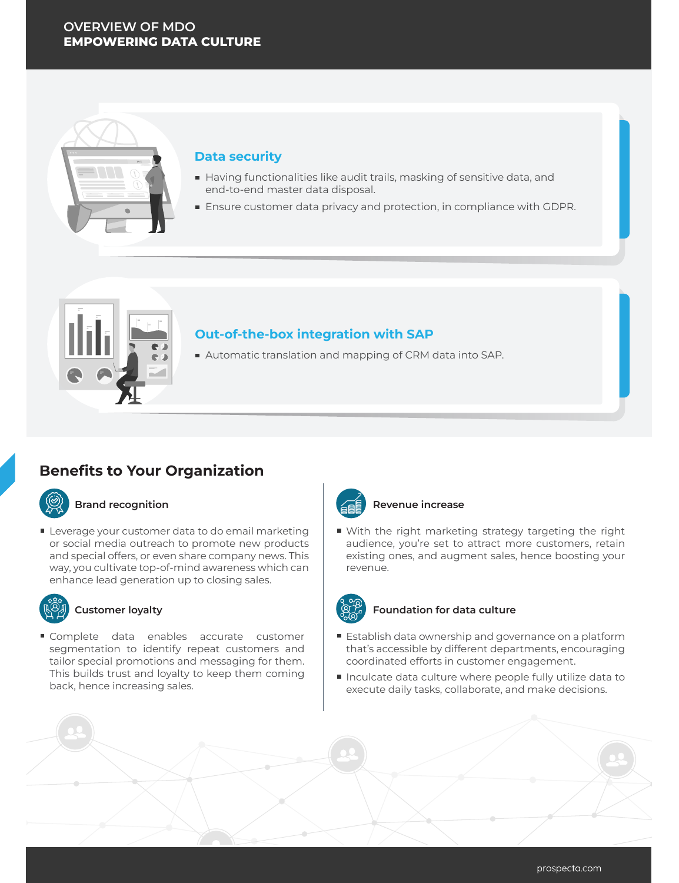# OVERVIEW OF MDO
## EMPOWERING DATA CULTURE

### Data security

- Having functionalities like audit trails, masking of sensitive data, and end-to-end master data disposal.
- Ensure customer data privacy and protection, in compliance with GDPR.

### Out-of-the-box integration with SAP

- Automatic translation and mapping of CRM data into SAP.

## Benefits to Your Organization

### Brand recognition

- Leverage your customer data to do email marketing or social media outreach to promote new products and special offers, or even share company news. This way, you cultivate top-of-mind awareness which can enhance lead generation up to closing sales.

### Customer loyalty

- Complete data enables accurate customer segmentation to identify repeat customers and tailor special promotions and messaging for them. This builds trust and loyalty to keep them coming back, hence increasing sales.

### Revenue increase

- With the right marketing strategy targeting the right audience, you're set to attract more customers, retain existing ones, and augment sales, hence boosting your revenue.

### Foundation for data culture

- Establish data ownership and governance on a platform that's accessible by different departments, encouraging coordinated efforts in customer engagement.
- Inculcate data culture where people fully utilize data to execute daily tasks, collaborate, and make decisions.

prospecta.com